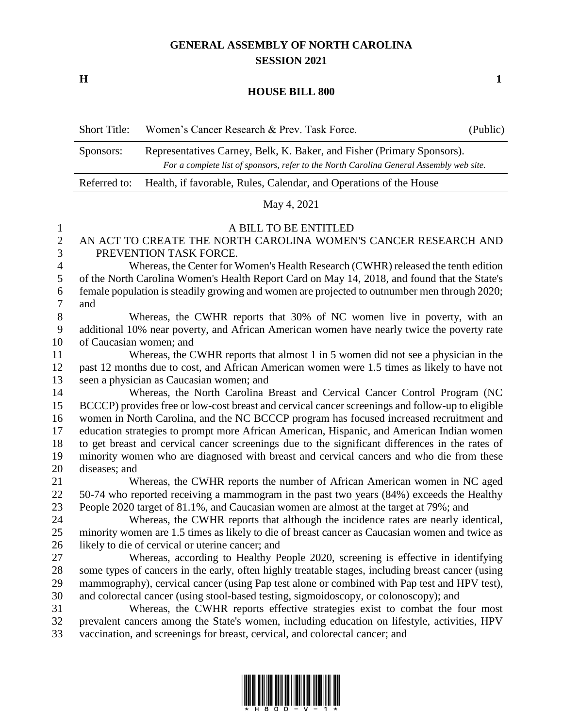# GENERAL ASSEMBLY OF NORTH CAROLINA
## SESSION 2021

**H** **1**

## HOUSE BILL 800

| Short Title: | Women's Cancer Research & Prev. Task Force. | (Public) |
|---|---|---|
| Sponsors: | Representatives Carney, Belk, K. Baker, and Fisher (Primary Sponsors). *For a complete list of sponsors, refer to the North Carolina General Assembly web site.* | |
| Referred to: | Health, if favorable, Rules, Calendar, and Operations of the House | |

May 4, 2021

A BILL TO BE ENTITLED

AN ACT TO CREATE THE NORTH CAROLINA WOMEN'S CANCER RESEARCH AND PREVENTION TASK FORCE.

Whereas, the Center for Women's Health Research (CWHR) released the tenth edition of the North Carolina Women's Health Report Card on May 14, 2018, and found that the State's female population is steadily growing and women are projected to outnumber men through 2020; and

Whereas, the CWHR reports that 30% of NC women live in poverty, with an additional 10% near poverty, and African American women have nearly twice the poverty rate of Caucasian women; and

Whereas, the CWHR reports that almost 1 in 5 women did not see a physician in the past 12 months due to cost, and African American women were 1.5 times as likely to have not seen a physician as Caucasian women; and

Whereas, the North Carolina Breast and Cervical Cancer Control Program (NC BCCCP) provides free or low-cost breast and cervical cancer screenings and follow-up to eligible women in North Carolina, and the NC BCCCP program has focused increased recruitment and education strategies to prompt more African American, Hispanic, and American Indian women to get breast and cervical cancer screenings due to the significant differences in the rates of minority women who are diagnosed with breast and cervical cancers and who die from these diseases; and

Whereas, the CWHR reports the number of African American women in NC aged 50-74 who reported receiving a mammogram in the past two years (84%) exceeds the Healthy People 2020 target of 81.1%, and Caucasian women are almost at the target at 79%; and

Whereas, the CWHR reports that although the incidence rates are nearly identical, minority women are 1.5 times as likely to die of breast cancer as Caucasian women and twice as likely to die of cervical or uterine cancer; and

Whereas, according to Healthy People 2020, screening is effective in identifying some types of cancers in the early, often highly treatable stages, including breast cancer (using mammography), cervical cancer (using Pap test alone or combined with Pap test and HPV test), and colorectal cancer (using stool-based testing, sigmoidoscopy, or colonoscopy); and

Whereas, the CWHR reports effective strategies exist to combat the four most prevalent cancers among the State's women, including education on lifestyle, activities, HPV vaccination, and screenings for breast, cervical, and colorectal cancer; and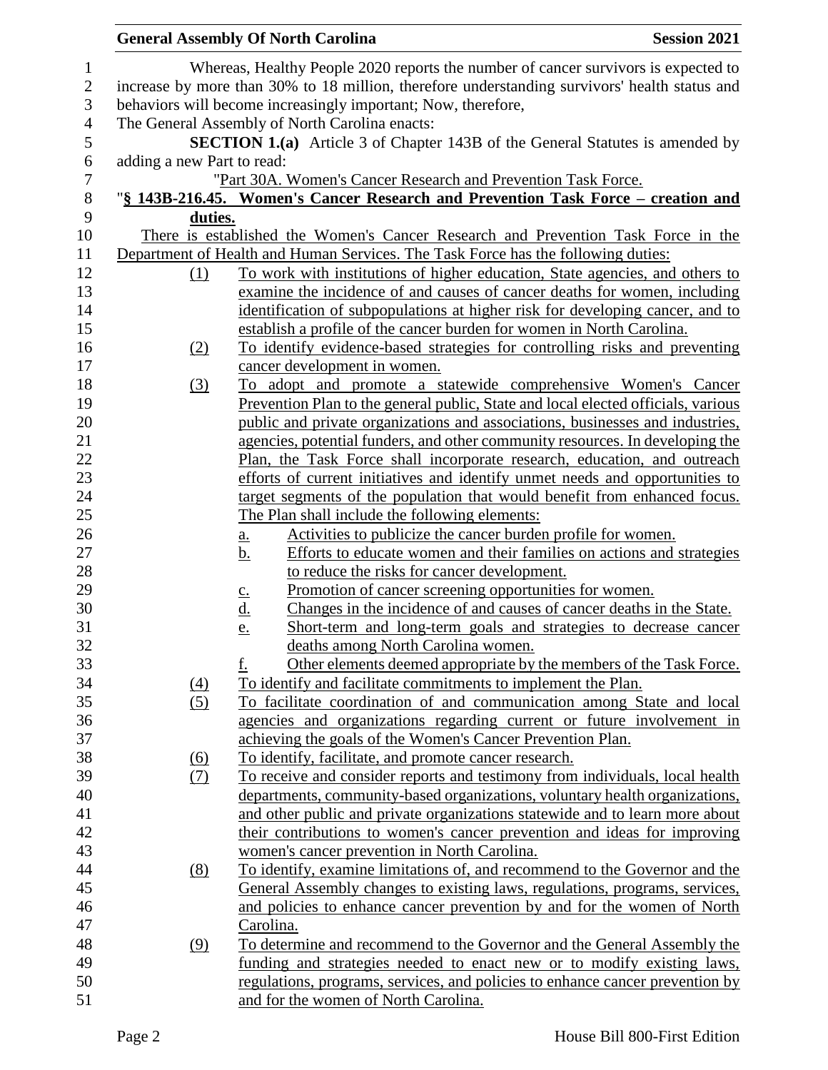Whereas, Healthy People 2020 reports the number of cancer survivors is expected to increase by more than 30% to 18 million, therefore understanding survivors' health status and behaviors will become increasingly important; Now, therefore,

The General Assembly of North Carolina enacts:

**SECTION 1.(a)** Article 3 of Chapter 143B of the General Statutes is amended by adding a new Part to read:

"Part 30A. Women's Cancer Research and Prevention Task Force.

"**§ 143B-216.45. Women's Cancer Research and Prevention Task Force – creation and duties.**

There is established the Women's Cancer Research and Prevention Task Force in the Department of Health and Human Services. The Task Force has the following duties:

(1) To work with institutions of higher education, State agencies, and others to examine the incidence of and causes of cancer deaths for women, including identification of subpopulations at higher risk for developing cancer, and to establish a profile of the cancer burden for women in North Carolina.

(2) To identify evidence-based strategies for controlling risks and preventing cancer development in women.

(3) To adopt and promote a statewide comprehensive Women's Cancer Prevention Plan to the general public, State and local elected officials, various public and private organizations and associations, businesses and industries, agencies, potential funders, and other community resources. In developing the Plan, the Task Force shall incorporate research, education, and outreach efforts of current initiatives and identify unmet needs and opportunities to target segments of the population that would benefit from enhanced focus. The Plan shall include the following elements:

   a. Activities to publicize the cancer burden profile for women.
   b. Efforts to educate women and their families on actions and strategies to reduce the risks for cancer development.
   c. Promotion of cancer screening opportunities for women.
   d. Changes in the incidence of and causes of cancer deaths in the State.
   e. Short-term and long-term goals and strategies to decrease cancer deaths among North Carolina women.
   f. Other elements deemed appropriate by the members of the Task Force.

(4) To identify and facilitate commitments to implement the Plan.

(5) To facilitate coordination of and communication among State and local agencies and organizations regarding current or future involvement in achieving the goals of the Women's Cancer Prevention Plan.

(6) To identify, facilitate, and promote cancer research.

(7) To receive and consider reports and testimony from individuals, local health departments, community-based organizations, voluntary health organizations, and other public and private organizations statewide and to learn more about their contributions to women's cancer prevention and ideas for improving women's cancer prevention in North Carolina.

(8) To identify, examine limitations of, and recommend to the Governor and the General Assembly changes to existing laws, regulations, programs, services, and policies to enhance cancer prevention by and for the women of North Carolina.

(9) To determine and recommend to the Governor and the General Assembly the funding and strategies needed to enact new or to modify existing laws, regulations, programs, services, and policies to enhance cancer prevention by and for the women of North Carolina.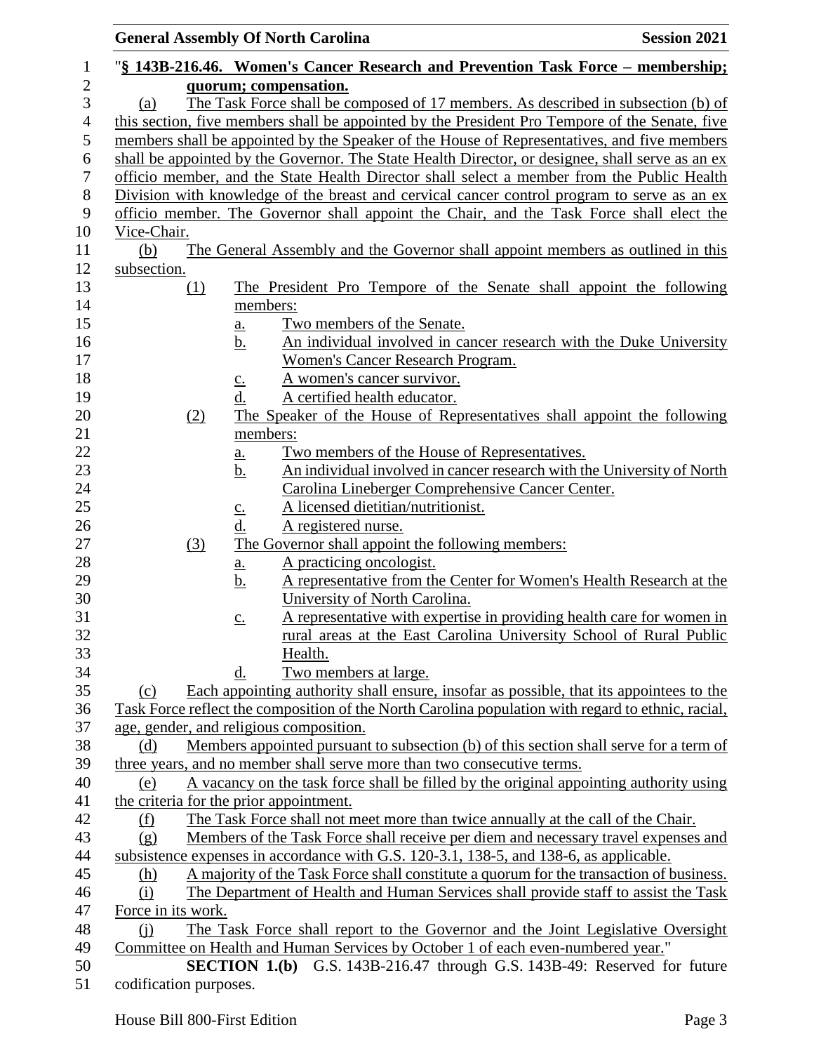"**§ 143B-216.46. Women's Cancer Research and Prevention Task Force – membership; quorum; compensation.**

(a) The Task Force shall be composed of 17 members. As described in subsection (b) of this section, five members shall be appointed by the President Pro Tempore of the Senate, five members shall be appointed by the Speaker of the House of Representatives, and five members shall be appointed by the Governor. The State Health Director, or designee, shall serve as an ex officio member, and the State Health Director shall select a member from the Public Health Division with knowledge of the breast and cervical cancer control program to serve as an ex officio member. The Governor shall appoint the Chair, and the Task Force shall elect the Vice-Chair.

(b) The General Assembly and the Governor shall appoint members as outlined in this subsection.

(1) The President Pro Tempore of the Senate shall appoint the following members:
 a. Two members of the Senate.
 b. An individual involved in cancer research with the Duke University Women's Cancer Research Program.
 c. A women's cancer survivor.
 d. A certified health educator.

(2) The Speaker of the House of Representatives shall appoint the following members:
 a. Two members of the House of Representatives.
 b. An individual involved in cancer research with the University of North Carolina Lineberger Comprehensive Cancer Center.
 c. A licensed dietitian/nutritionist.
 d. A registered nurse.

(3) The Governor shall appoint the following members:
 a. A practicing oncologist.
 b. A representative from the Center for Women's Health Research at the University of North Carolina.
 c. A representative with expertise in providing health care for women in rural areas at the East Carolina University School of Rural Public Health.
 d. Two members at large.

(c) Each appointing authority shall ensure, insofar as possible, that its appointees to the Task Force reflect the composition of the North Carolina population with regard to ethnic, racial, age, gender, and religious composition.

(d) Members appointed pursuant to subsection (b) of this section shall serve for a term of three years, and no member shall serve more than two consecutive terms.

(e) A vacancy on the task force shall be filled by the original appointing authority using the criteria for the prior appointment.

(f) The Task Force shall not meet more than twice annually at the call of the Chair.

(g) Members of the Task Force shall receive per diem and necessary travel expenses and subsistence expenses in accordance with G.S. 120-3.1, 138-5, and 138-6, as applicable.

(h) A majority of the Task Force shall constitute a quorum for the transaction of business.

(i) The Department of Health and Human Services shall provide staff to assist the Task Force in its work.

(j) The Task Force shall report to the Governor and the Joint Legislative Oversight Committee on Health and Human Services by October 1 of each even-numbered year."

**SECTION 1.(b)** G.S. 143B-216.47 through G.S. 143B-49: Reserved for future codification purposes.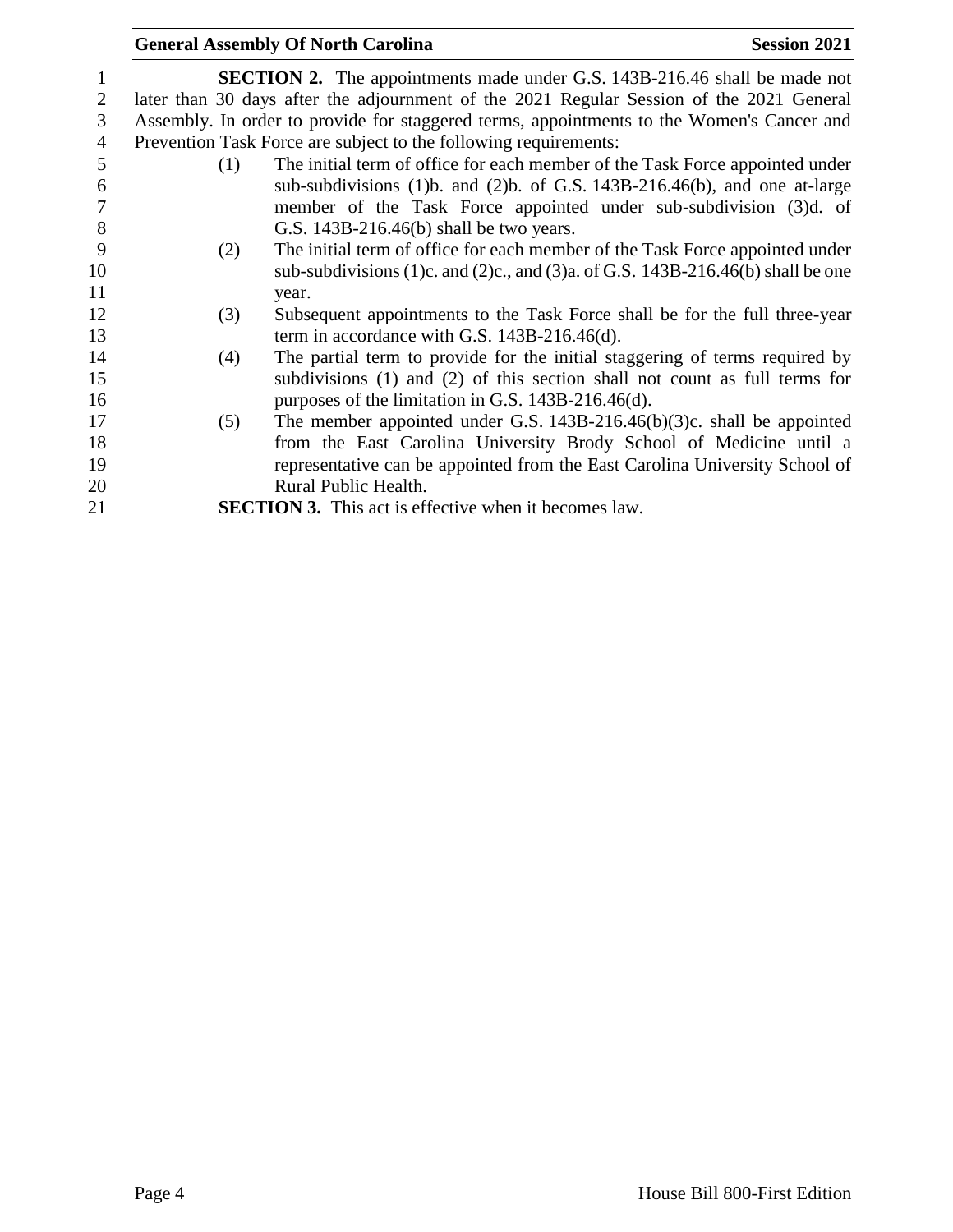**SECTION 2.** The appointments made under G.S. 143B-216.46 shall be made not later than 30 days after the adjournment of the 2021 Regular Session of the 2021 General Assembly. In order to provide for staggered terms, appointments to the Women's Cancer and Prevention Task Force are subject to the following requirements:

(1) The initial term of office for each member of the Task Force appointed under sub-subdivisions (1)b. and (2)b. of G.S. 143B-216.46(b), and one at-large member of the Task Force appointed under sub-subdivision (3)d. of G.S. 143B-216.46(b) shall be two years.

(2) The initial term of office for each member of the Task Force appointed under sub-subdivisions (1)c. and (2)c., and (3)a. of G.S. 143B-216.46(b) shall be one year.

(3) Subsequent appointments to the Task Force shall be for the full three-year term in accordance with G.S. 143B-216.46(d).

(4) The partial term to provide for the initial staggering of terms required by subdivisions (1) and (2) of this section shall not count as full terms for purposes of the limitation in G.S. 143B-216.46(d).

(5) The member appointed under G.S. 143B-216.46(b)(3)c. shall be appointed from the East Carolina University Brody School of Medicine until a representative can be appointed from the East Carolina University School of Rural Public Health.

**SECTION 3.** This act is effective when it becomes law.